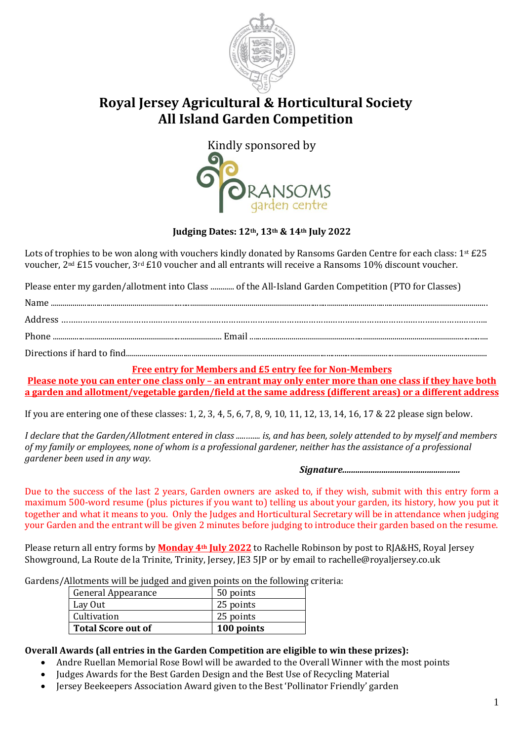# Royal Jersey Agricultural & Horticultural Society
# All Island Garden Competition

Kindly sponsored by

RANSOMS garden centre

**Judging Dates: 12th, 13th & 14th July 2022**

Lots of trophies to be won along with vouchers kindly donated by Ransoms Garden Centre for each class: 1st £25 voucher, 2nd £15 voucher, 3rd £10 voucher and all entrants will receive a Ransoms 10% discount voucher.

Please enter my garden/allotment into Class ........... of the All-Island Garden Competition (PTO for Classes)

Name ..........................................................................................................................................................................

Address ......................................................................................................................................................................

Phone ........................................................................ Email ................................................................................

Directions if hard to find.........................................................................................................................................

**Free entry for Members and £5 entry fee for Non-Members**

**Please note you can enter one class only – an entrant may only enter more than one class if they have both a garden and allotment/vegetable garden/field at the same address (different areas) or a different address**

If you are entering one of these classes: 1, 2, 3, 4, 5, 6, 7, 8, 9, 10, 11, 12, 13, 14, 16, 17 & 22 please sign below.

*I declare that the Garden/Allotment entered in class ........... is, and has been, solely attended to by myself and members of my family or employees, none of whom is a professional gardener, neither has the assistance of a professional gardener been used in any way.*

***Signature......................................................***

Due to the success of the last 2 years, Garden owners are asked to, if they wish, submit with this entry form a maximum 500-word resume (plus pictures if you want to) telling us about your garden, its history, how you put it together and what it means to you. Only the Judges and Horticultural Secretary will be in attendance when judging your Garden and the entrant will be given 2 minutes before judging to introduce their garden based on the resume.

Please return all entry forms by **Monday 4th July 2022** to Rachelle Robinson by post to RJA&HS, Royal Jersey Showground, La Route de la Trinite, Trinity, Jersey, JE3 5JP or by email to rachelle@royaljersey.co.uk

Gardens/Allotments will be judged and given points on the following criteria:

| | |
|---|---|
| General Appearance | 50 points |
| Lay Out | 25 points |
| Cultivation | 25 points |
| **Total Score out of** | **100 points** |

**Overall Awards (all entries in the Garden Competition are eligible to win these prizes):**

- Andre Ruellan Memorial Rose Bowl will be awarded to the Overall Winner with the most points
- Judges Awards for the Best Garden Design and the Best Use of Recycling Material
- Jersey Beekeepers Association Award given to the Best 'Pollinator Friendly' garden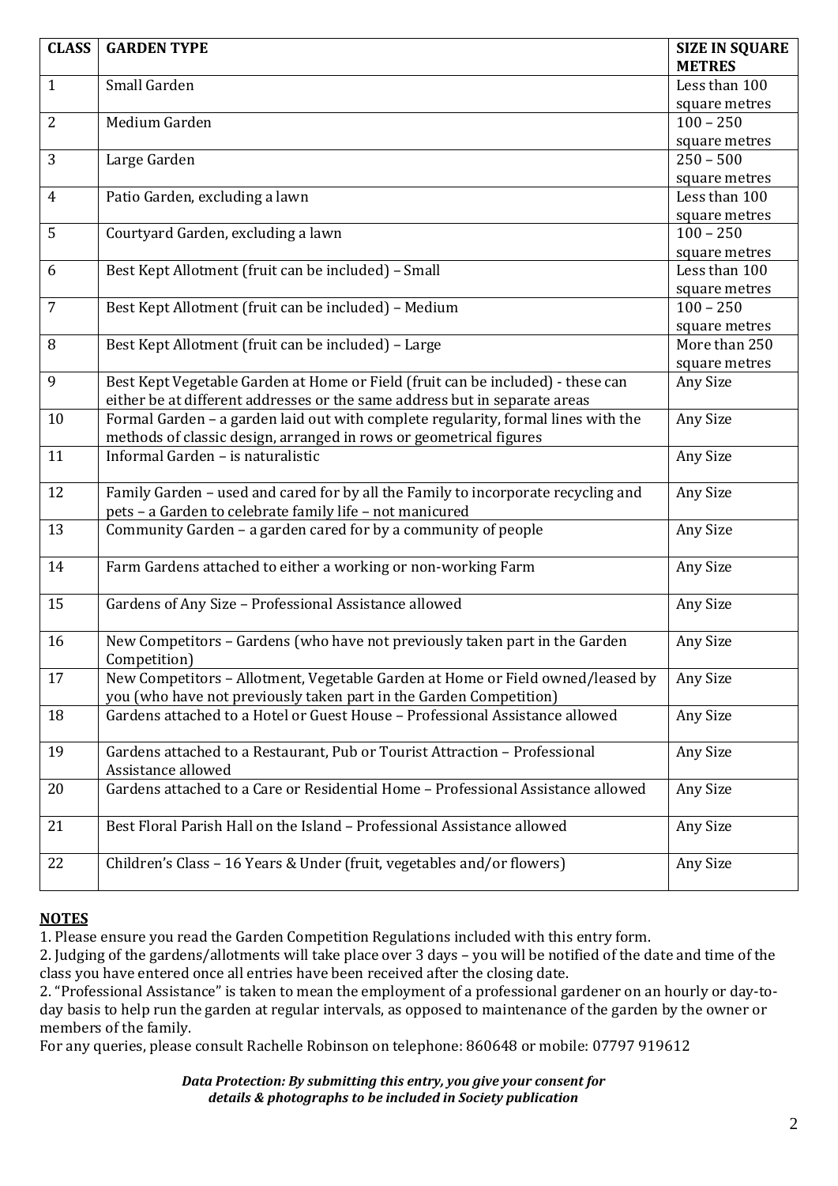| CLASS | GARDEN TYPE | SIZE IN SQUARE METRES |
|---|---|---|
| 1 | Small Garden | Less than 100 square metres |
| 2 | Medium Garden | 100 – 250 square metres |
| 3 | Large Garden | 250 – 500 square metres |
| 4 | Patio Garden, excluding a lawn | Less than 100 square metres |
| 5 | Courtyard Garden, excluding a lawn | 100 – 250 square metres |
| 6 | Best Kept Allotment (fruit can be included) – Small | Less than 100 square metres |
| 7 | Best Kept Allotment (fruit can be included) – Medium | 100 – 250 square metres |
| 8 | Best Kept Allotment (fruit can be included) – Large | More than 250 square metres |
| 9 | Best Kept Vegetable Garden at Home or Field (fruit can be included) - these can either be at different addresses or the same address but in separate areas | Any Size |
| 10 | Formal Garden – a garden laid out with complete regularity, formal lines with the methods of classic design, arranged in rows or geometrical figures | Any Size |
| 11 | Informal Garden – is naturalistic | Any Size |
| 12 | Family Garden – used and cared for by all the Family to incorporate recycling and pets – a Garden to celebrate family life – not manicured | Any Size |
| 13 | Community Garden – a garden cared for by a community of people | Any Size |
| 14 | Farm Gardens attached to either a working or non-working Farm | Any Size |
| 15 | Gardens of Any Size – Professional Assistance allowed | Any Size |
| 16 | New Competitors – Gardens (who have not previously taken part in the Garden Competition) | Any Size |
| 17 | New Competitors – Allotment, Vegetable Garden at Home or Field owned/leased by you (who have not previously taken part in the Garden Competition) | Any Size |
| 18 | Gardens attached to a Hotel or Guest House – Professional Assistance allowed | Any Size |
| 19 | Gardens attached to a Restaurant, Pub or Tourist Attraction – Professional Assistance allowed | Any Size |
| 20 | Gardens attached to a Care or Residential Home – Professional Assistance allowed | Any Size |
| 21 | Best Floral Parish Hall on the Island – Professional Assistance allowed | Any Size |
| 22 | Children's Class – 16 Years & Under (fruit, vegetables and/or flowers) | Any Size |

**NOTES**

1. Please ensure you read the Garden Competition Regulations included with this entry form.
2. Judging of the gardens/allotments will take place over 3 days – you will be notified of the date and time of the class you have entered once all entries have been received after the closing date.
2. "Professional Assistance" is taken to mean the employment of a professional gardener on an hourly or day-to-day basis to help run the garden at regular intervals, as opposed to maintenance of the garden by the owner or members of the family.

For any queries, please consult Rachelle Robinson on telephone: 860648 or mobile: 07797 919612

***Data Protection: By submitting this entry, you give your consent for details & photographs to be included in Society publication***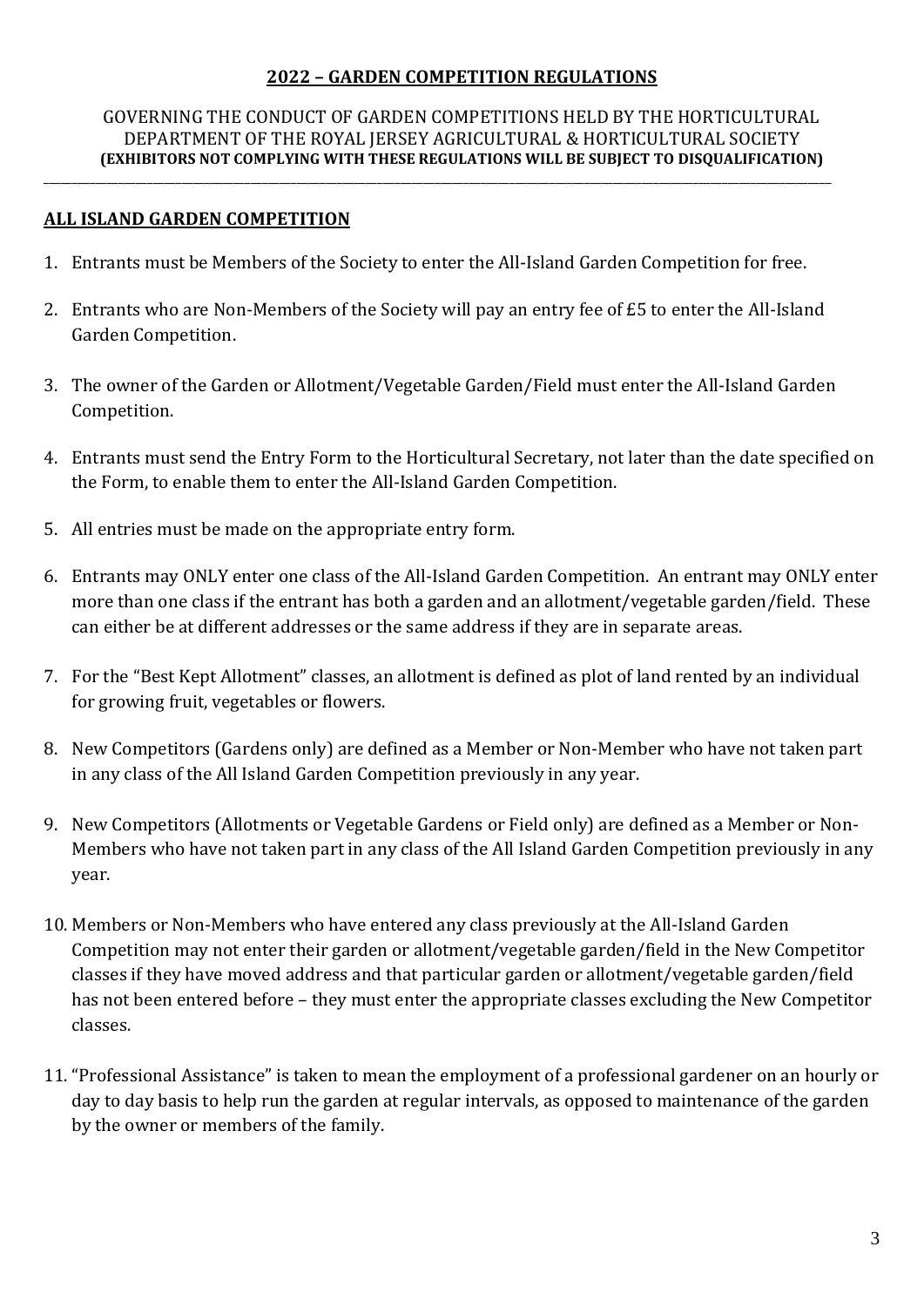## 2022 – GARDEN COMPETITION REGULATIONS

GOVERNING THE CONDUCT OF GARDEN COMPETITIONS HELD BY THE HORTICULTURAL DEPARTMENT OF THE ROYAL JERSEY AGRICULTURAL & HORTICULTURAL SOCIETY
**(EXHIBITORS NOT COMPLYING WITH THESE REGULATIONS WILL BE SUBJECT TO DISQUALIFICATION)**

---

### ALL ISLAND GARDEN COMPETITION

1. Entrants must be Members of the Society to enter the All-Island Garden Competition for free.

2. Entrants who are Non-Members of the Society will pay an entry fee of £5 to enter the All-Island Garden Competition.

3. The owner of the Garden or Allotment/Vegetable Garden/Field must enter the All-Island Garden Competition.

4. Entrants must send the Entry Form to the Horticultural Secretary, not later than the date specified on the Form, to enable them to enter the All-Island Garden Competition.

5. All entries must be made on the appropriate entry form.

6. Entrants may ONLY enter one class of the All-Island Garden Competition. An entrant may ONLY enter more than one class if the entrant has both a garden and an allotment/vegetable garden/field. These can either be at different addresses or the same address if they are in separate areas.

7. For the "Best Kept Allotment" classes, an allotment is defined as plot of land rented by an individual for growing fruit, vegetables or flowers.

8. New Competitors (Gardens only) are defined as a Member or Non-Member who have not taken part in any class of the All Island Garden Competition previously in any year.

9. New Competitors (Allotments or Vegetable Gardens or Field only) are defined as a Member or Non-Members who have not taken part in any class of the All Island Garden Competition previously in any year.

10. Members or Non-Members who have entered any class previously at the All-Island Garden Competition may not enter their garden or allotment/vegetable garden/field in the New Competitor classes if they have moved address and that particular garden or allotment/vegetable garden/field has not been entered before – they must enter the appropriate classes excluding the New Competitor classes.

11. "Professional Assistance" is taken to mean the employment of a professional gardener on an hourly or day to day basis to help run the garden at regular intervals, as opposed to maintenance of the garden by the owner or members of the family.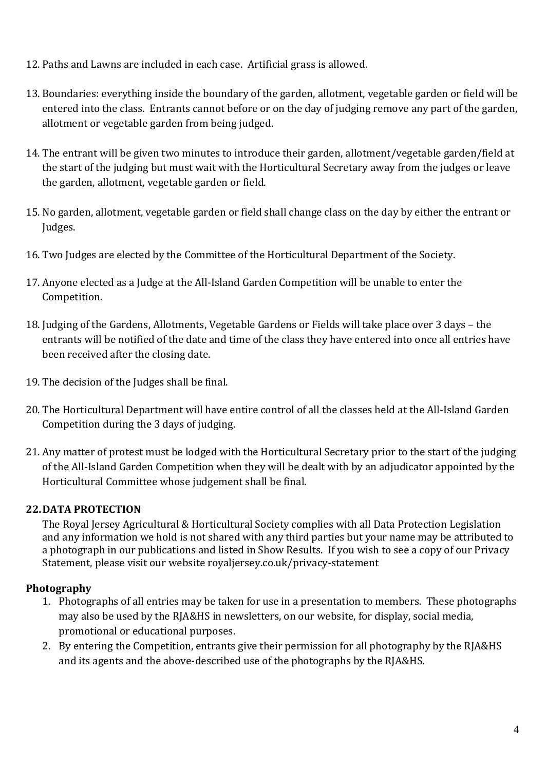12. Paths and Lawns are included in each case. Artificial grass is allowed.

13. Boundaries: everything inside the boundary of the garden, allotment, vegetable garden or field will be entered into the class. Entrants cannot before or on the day of judging remove any part of the garden, allotment or vegetable garden from being judged.

14. The entrant will be given two minutes to introduce their garden, allotment/vegetable garden/field at the start of the judging but must wait with the Horticultural Secretary away from the judges or leave the garden, allotment, vegetable garden or field.

15. No garden, allotment, vegetable garden or field shall change class on the day by either the entrant or Judges.

16. Two Judges are elected by the Committee of the Horticultural Department of the Society.

17. Anyone elected as a Judge at the All-Island Garden Competition will be unable to enter the Competition.

18. Judging of the Gardens, Allotments, Vegetable Gardens or Fields will take place over 3 days – the entrants will be notified of the date and time of the class they have entered into once all entries have been received after the closing date.

19. The decision of the Judges shall be final.

20. The Horticultural Department will have entire control of all the classes held at the All-Island Garden Competition during the 3 days of judging.

21. Any matter of protest must be lodged with the Horticultural Secretary prior to the start of the judging of the All-Island Garden Competition when they will be dealt with by an adjudicator appointed by the Horticultural Committee whose judgement shall be final.

**22. DATA PROTECTION**

The Royal Jersey Agricultural & Horticultural Society complies with all Data Protection Legislation and any information we hold is not shared with any third parties but your name may be attributed to a photograph in our publications and listed in Show Results. If you wish to see a copy of our Privacy Statement, please visit our website royaljersey.co.uk/privacy-statement

**Photography**

1. Photographs of all entries may be taken for use in a presentation to members. These photographs may also be used by the RJA&HS in newsletters, on our website, for display, social media, promotional or educational purposes.
2. By entering the Competition, entrants give their permission for all photography by the RJA&HS and its agents and the above-described use of the photographs by the RJA&HS.